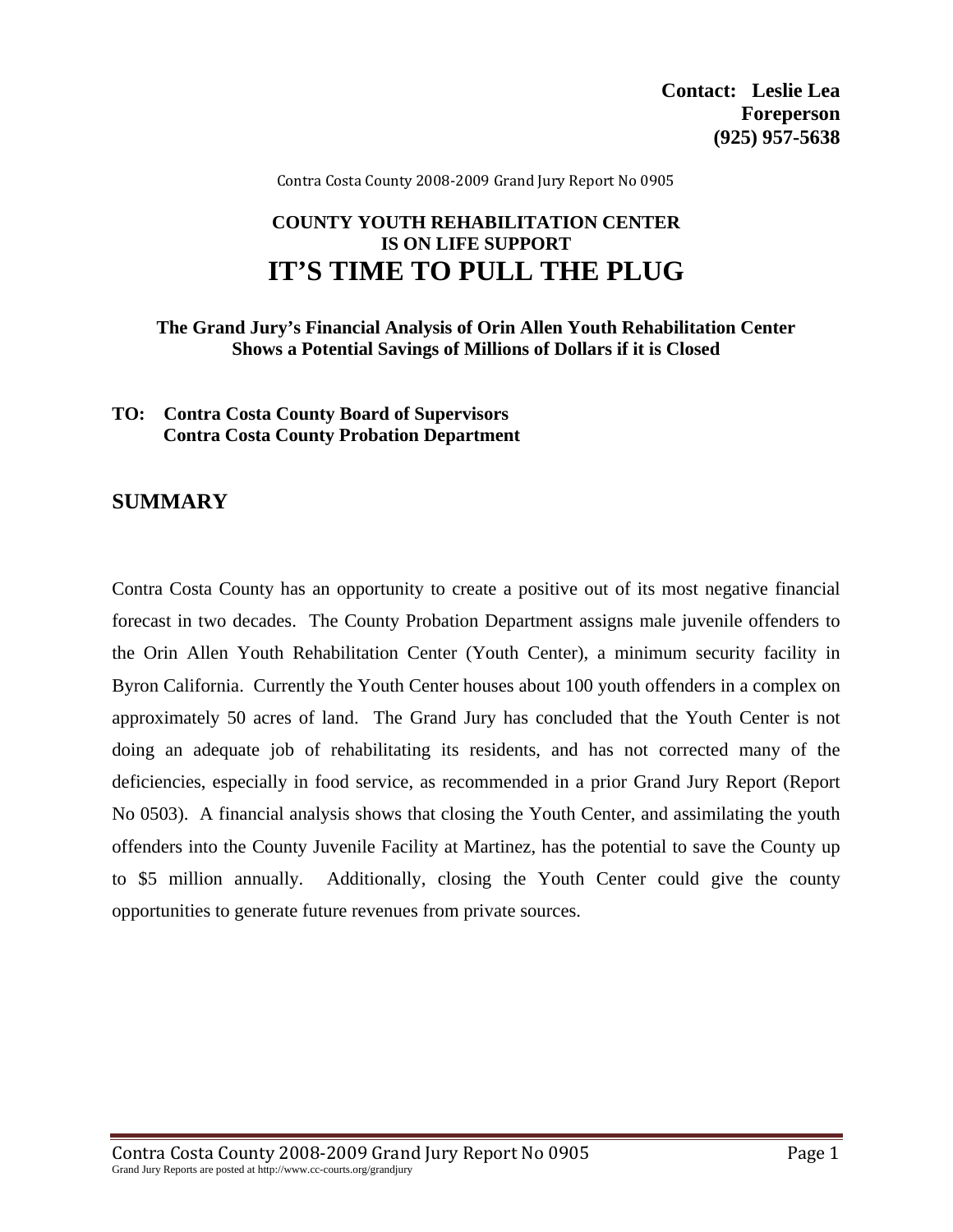**Contact: Leslie Lea**
**Foreperson**
**(925) 957-5638**

Contra Costa County 2008-2009 Grand Jury Report No 0905

# COUNTY YOUTH REHABILITATION CENTER IS ON LIFE SUPPORT IT'S TIME TO PULL THE PLUG

**The Grand Jury's Financial Analysis of Orin Allen Youth Rehabilitation Center Shows a Potential Savings of Millions of Dollars if it is Closed**

**TO: Contra Costa County Board of Supervisors**
**Contra Costa County Probation Department**

## SUMMARY

Contra Costa County has an opportunity to create a positive out of its most negative financial forecast in two decades. The County Probation Department assigns male juvenile offenders to the Orin Allen Youth Rehabilitation Center (Youth Center), a minimum security facility in Byron California. Currently the Youth Center houses about 100 youth offenders in a complex on approximately 50 acres of land. The Grand Jury has concluded that the Youth Center is not doing an adequate job of rehabilitating its residents, and has not corrected many of the deficiencies, especially in food service, as recommended in a prior Grand Jury Report (Report No 0503). A financial analysis shows that closing the Youth Center, and assimilating the youth offenders into the County Juvenile Facility at Martinez, has the potential to save the County up to $5 million annually. Additionally, closing the Youth Center could give the county opportunities to generate future revenues from private sources.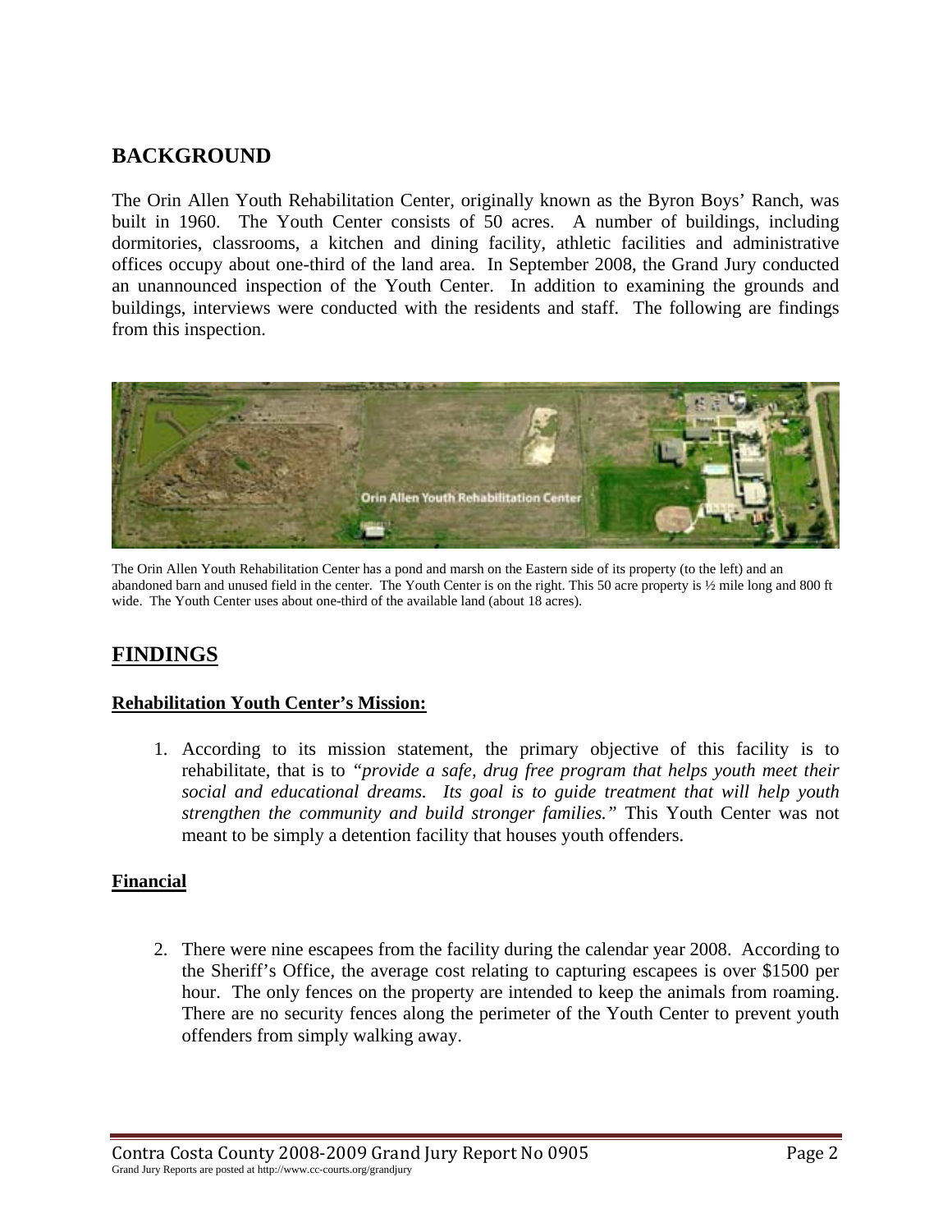## BACKGROUND

The Orin Allen Youth Rehabilitation Center, originally known as the Byron Boys' Ranch, was built in 1960. The Youth Center consists of 50 acres. A number of buildings, including dormitories, classrooms, a kitchen and dining facility, athletic facilities and administrative offices occupy about one-third of the land area. In September 2008, the Grand Jury conducted an unannounced inspection of the Youth Center. In addition to examining the grounds and buildings, interviews were conducted with the residents and staff. The following are findings from this inspection.

The Orin Allen Youth Rehabilitation Center has a pond and marsh on the Eastern side of its property (to the left) and an abandoned barn and unused field in the center. The Youth Center is on the right. This 50 acre property is ½ mile long and 800 ft wide. The Youth Center uses about one-third of the available land (about 18 acres).

## FINDINGS

### Rehabilitation Youth Center's Mission:

1. According to its mission statement, the primary objective of this facility is to rehabilitate, that is to *"provide a safe, drug free program that helps youth meet their social and educational dreams. Its goal is to guide treatment that will help youth strengthen the community and build stronger families."* This Youth Center was not meant to be simply a detention facility that houses youth offenders.

### Financial

2. There were nine escapees from the facility during the calendar year 2008. According to the Sheriff's Office, the average cost relating to capturing escapees is over $1500 per hour. The only fences on the property are intended to keep the animals from roaming. There are no security fences along the perimeter of the Youth Center to prevent youth offenders from simply walking away.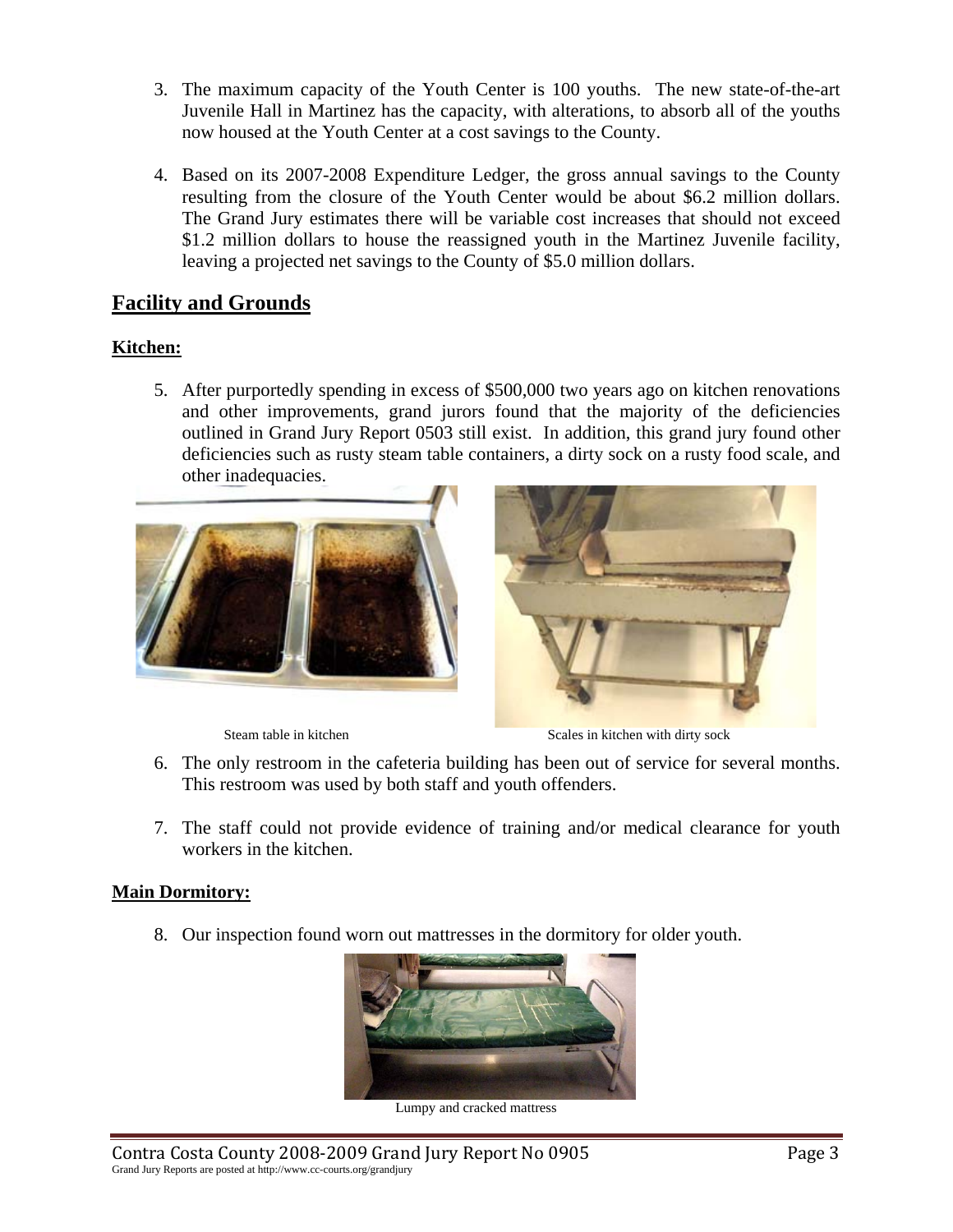3. The maximum capacity of the Youth Center is 100 youths. The new state-of-the-art Juvenile Hall in Martinez has the capacity, with alterations, to absorb all of the youths now housed at the Youth Center at a cost savings to the County.

4. Based on its 2007-2008 Expenditure Ledger, the gross annual savings to the County resulting from the closure of the Youth Center would be about $6.2 million dollars. The Grand Jury estimates there will be variable cost increases that should not exceed $1.2 million dollars to house the reassigned youth in the Martinez Juvenile facility, leaving a projected net savings to the County of $5.0 million dollars.

## Facility and Grounds

### Kitchen:

5. After purportedly spending in excess of $500,000 two years ago on kitchen renovations and other improvements, grand jurors found that the majority of the deficiencies outlined in Grand Jury Report 0503 still exist. In addition, this grand jury found other deficiencies such as rusty steam table containers, a dirty sock on a rusty food scale, and other inadequacies.

Steam table in kitchen

Scales in kitchen with dirty sock

6. The only restroom in the cafeteria building has been out of service for several months. This restroom was used by both staff and youth offenders.

7. The staff could not provide evidence of training and/or medical clearance for youth workers in the kitchen.

### Main Dormitory:

8. Our inspection found worn out mattresses in the dormitory for older youth.

Lumpy and cracked mattress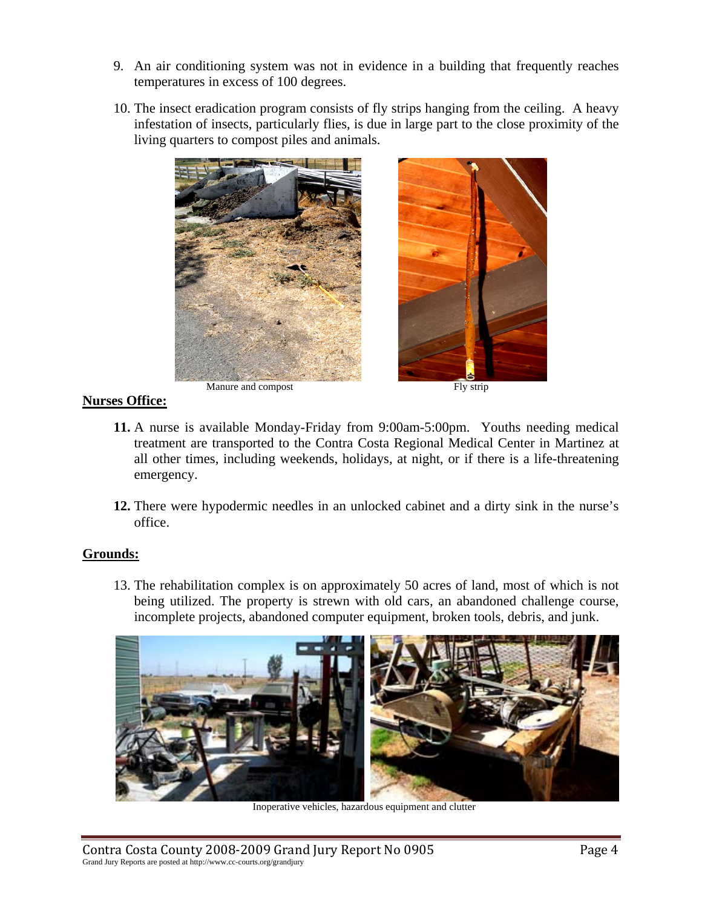9. An air conditioning system was not in evidence in a building that frequently reaches temperatures in excess of 100 degrees.

10. The insect eradication program consists of fly strips hanging from the ceiling. A heavy infestation of insects, particularly flies, is due in large part to the close proximity of the living quarters to compost piles and animals.

Manure and compost

Fly strip

**Nurses Office:**

11. A nurse is available Monday-Friday from 9:00am-5:00pm. Youths needing medical treatment are transported to the Contra Costa Regional Medical Center in Martinez at all other times, including weekends, holidays, at night, or if there is a life-threatening emergency.

12. There were hypodermic needles in an unlocked cabinet and a dirty sink in the nurse's office.

**Grounds:**

13. The rehabilitation complex is on approximately 50 acres of land, most of which is not being utilized. The property is strewn with old cars, an abandoned challenge course, incomplete projects, abandoned computer equipment, broken tools, debris, and junk.

Inoperative vehicles, hazardous equipment and clutter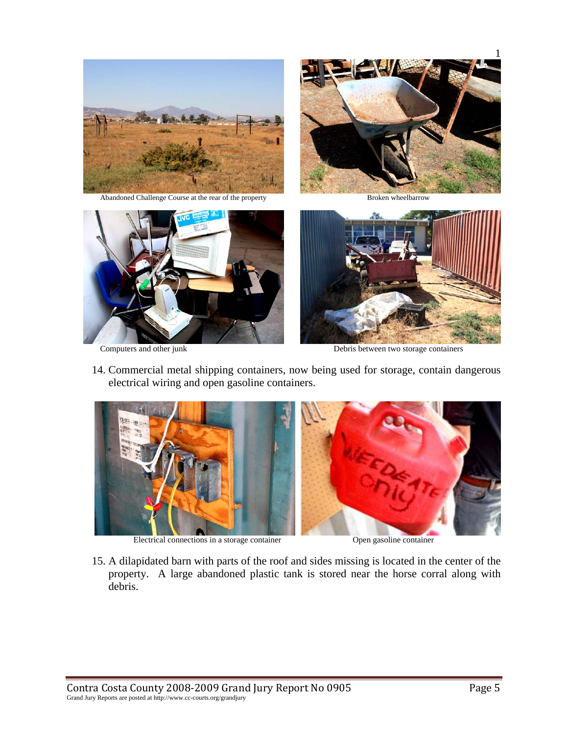Abandoned Challenge Course at the rear of the property

Broken wheelbarrow

Computers and other junk

Debris between two storage containers

14. Commercial metal shipping containers, now being used for storage, contain dangerous electrical wiring and open gasoline containers.

Electrical connections in a storage container

Open gasoline container

15. A dilapidated barn with parts of the roof and sides missing is located in the center of the property. A large abandoned plastic tank is stored near the horse corral along with debris.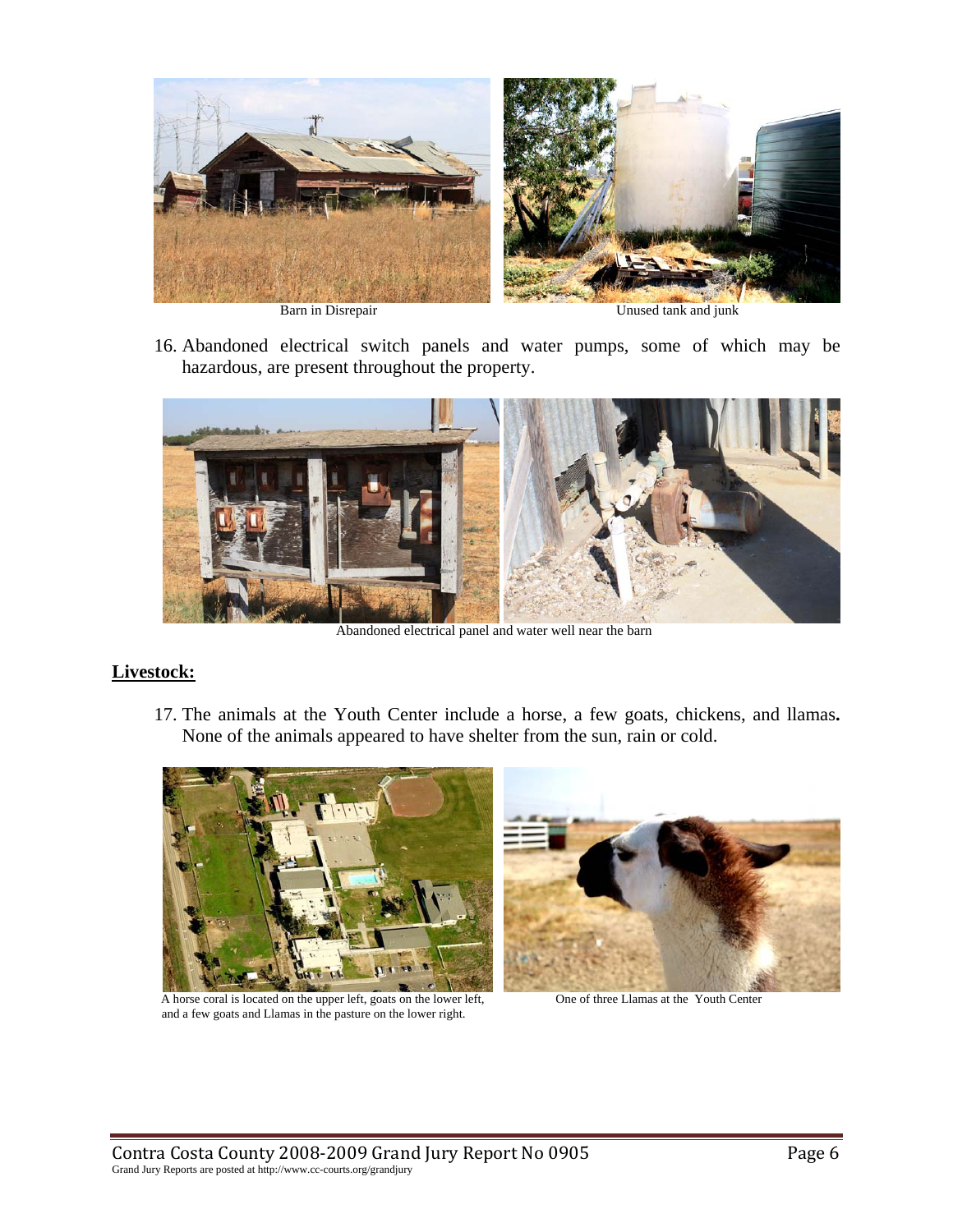Barn in Disrepair

Unused tank and junk

16. Abandoned electrical switch panels and water pumps, some of which may be hazardous, are present throughout the property.

Abandoned electrical panel and water well near the barn

**Livestock:**

17. The animals at the Youth Center include a horse, a few goats, chickens, and llamas**.** None of the animals appeared to have shelter from the sun, rain or cold.

A horse coral is located on the upper left, goats on the lower left, and a few goats and Llamas in the pasture on the lower right.

One of three Llamas at the Youth Center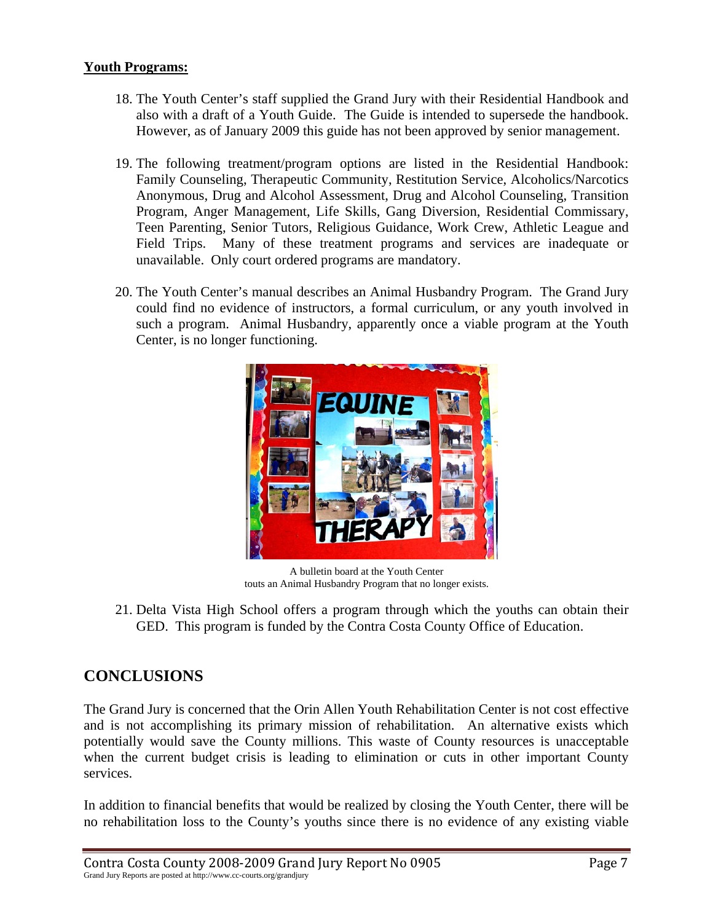**Youth Programs:**

18. The Youth Center's staff supplied the Grand Jury with their Residential Handbook and also with a draft of a Youth Guide. The Guide is intended to supersede the handbook. However, as of January 2009 this guide has not been approved by senior management.

19. The following treatment/program options are listed in the Residential Handbook: Family Counseling, Therapeutic Community, Restitution Service, Alcoholics/Narcotics Anonymous, Drug and Alcohol Assessment, Drug and Alcohol Counseling, Transition Program, Anger Management, Life Skills, Gang Diversion, Residential Commissary, Teen Parenting, Senior Tutors, Religious Guidance, Work Crew, Athletic League and Field Trips. Many of these treatment programs and services are inadequate or unavailable. Only court ordered programs are mandatory.

20. The Youth Center's manual describes an Animal Husbandry Program. The Grand Jury could find no evidence of instructors, a formal curriculum, or any youth involved in such a program. Animal Husbandry, apparently once a viable program at the Youth Center, is no longer functioning.

A bulletin board at the Youth Center
touts an Animal Husbandry Program that no longer exists.

21. Delta Vista High School offers a program through which the youths can obtain their GED. This program is funded by the Contra Costa County Office of Education.

## CONCLUSIONS

The Grand Jury is concerned that the Orin Allen Youth Rehabilitation Center is not cost effective and is not accomplishing its primary mission of rehabilitation. An alternative exists which potentially would save the County millions. This waste of County resources is unacceptable when the current budget crisis is leading to elimination or cuts in other important County services.

In addition to financial benefits that would be realized by closing the Youth Center, there will be no rehabilitation loss to the County's youths since there is no evidence of any existing viable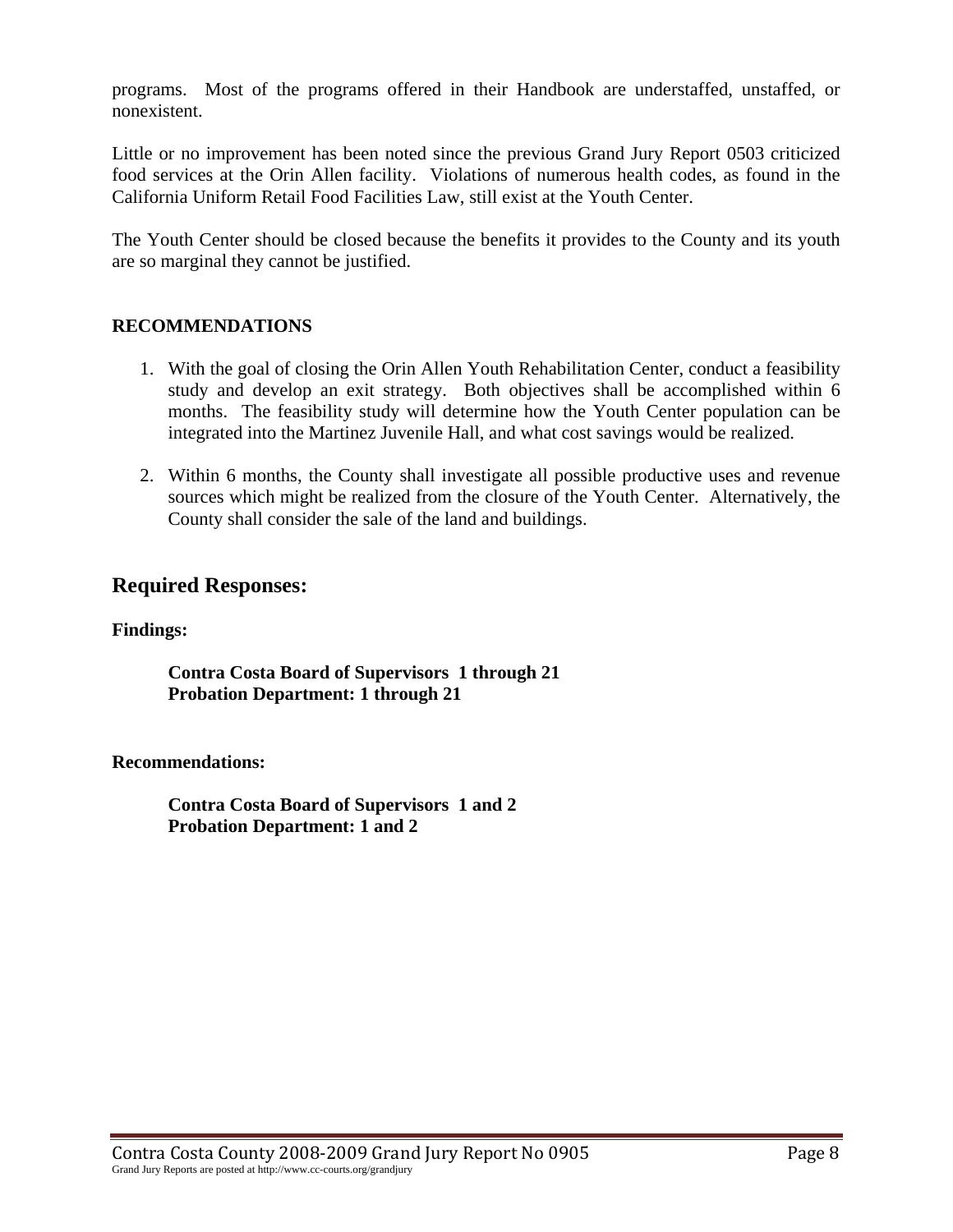programs. Most of the programs offered in their Handbook are understaffed, unstaffed, or nonexistent.

Little or no improvement has been noted since the previous Grand Jury Report 0503 criticized food services at the Orin Allen facility. Violations of numerous health codes, as found in the California Uniform Retail Food Facilities Law, still exist at the Youth Center.

The Youth Center should be closed because the benefits it provides to the County and its youth are so marginal they cannot be justified.

**RECOMMENDATIONS**

1. With the goal of closing the Orin Allen Youth Rehabilitation Center, conduct a feasibility study and develop an exit strategy. Both objectives shall be accomplished within 6 months. The feasibility study will determine how the Youth Center population can be integrated into the Martinez Juvenile Hall, and what cost savings would be realized.

2. Within 6 months, the County shall investigate all possible productive uses and revenue sources which might be realized from the closure of the Youth Center. Alternatively, the County shall consider the sale of the land and buildings.

## Required Responses:

**Findings:**

**Contra Costa Board of Supervisors 1 through 21**
**Probation Department: 1 through 21**

**Recommendations:**

**Contra Costa Board of Supervisors 1 and 2**
**Probation Department: 1 and 2**